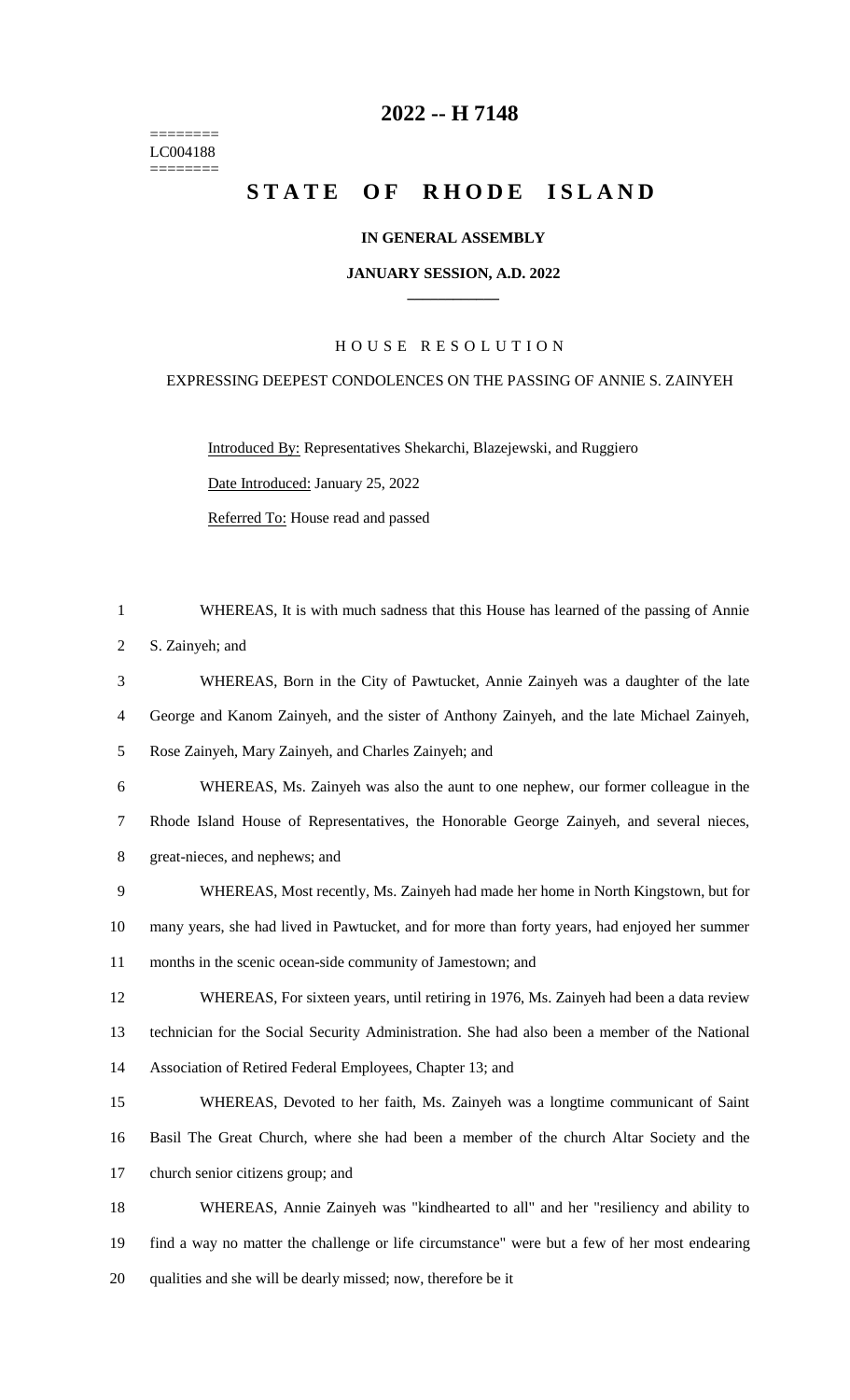# 2022 -- H 7148

========
LC004188
========

# STATE OF RHODE ISLAND

**IN GENERAL ASSEMBLY**

**JANUARY SESSION, A.D. 2022**

H O U S E R E S O L U T I O N

EXPRESSING DEEPEST CONDOLENCES ON THE PASSING OF ANNIE S. ZAINYEH

Introduced By: Representatives Shekarchi, Blazejewski, and Ruggiero

Date Introduced: January 25, 2022

Referred To: House read and passed

WHEREAS, It is with much sadness that this House has learned of the passing of Annie S. Zainyeh; and

WHEREAS, Born in the City of Pawtucket, Annie Zainyeh was a daughter of the late George and Kanom Zainyeh, and the sister of Anthony Zainyeh, and the late Michael Zainyeh, Rose Zainyeh, Mary Zainyeh, and Charles Zainyeh; and

WHEREAS, Ms. Zainyeh was also the aunt to one nephew, our former colleague in the Rhode Island House of Representatives, the Honorable George Zainyeh, and several nieces, great-nieces, and nephews; and

WHEREAS, Most recently, Ms. Zainyeh had made her home in North Kingstown, but for many years, she had lived in Pawtucket, and for more than forty years, had enjoyed her summer months in the scenic ocean-side community of Jamestown; and

WHEREAS, For sixteen years, until retiring in 1976, Ms. Zainyeh had been a data review technician for the Social Security Administration. She had also been a member of the National Association of Retired Federal Employees, Chapter 13; and

WHEREAS, Devoted to her faith, Ms. Zainyeh was a longtime communicant of Saint Basil The Great Church, where she had been a member of the church Altar Society and the church senior citizens group; and

WHEREAS, Annie Zainyeh was "kindhearted to all" and her "resiliency and ability to find a way no matter the challenge or life circumstance" were but a few of her most endearing qualities and she will be dearly missed; now, therefore be it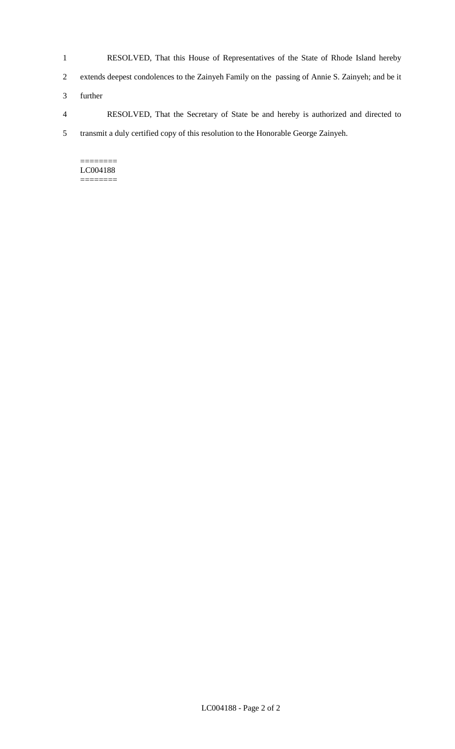RESOLVED, That this House of Representatives of the State of Rhode Island hereby extends deepest condolences to the Zainyeh Family on the passing of Annie S. Zainyeh; and be it further

RESOLVED, That the Secretary of State be and hereby is authorized and directed to transmit a duly certified copy of this resolution to the Honorable George Zainyeh.

========
LC004188
========